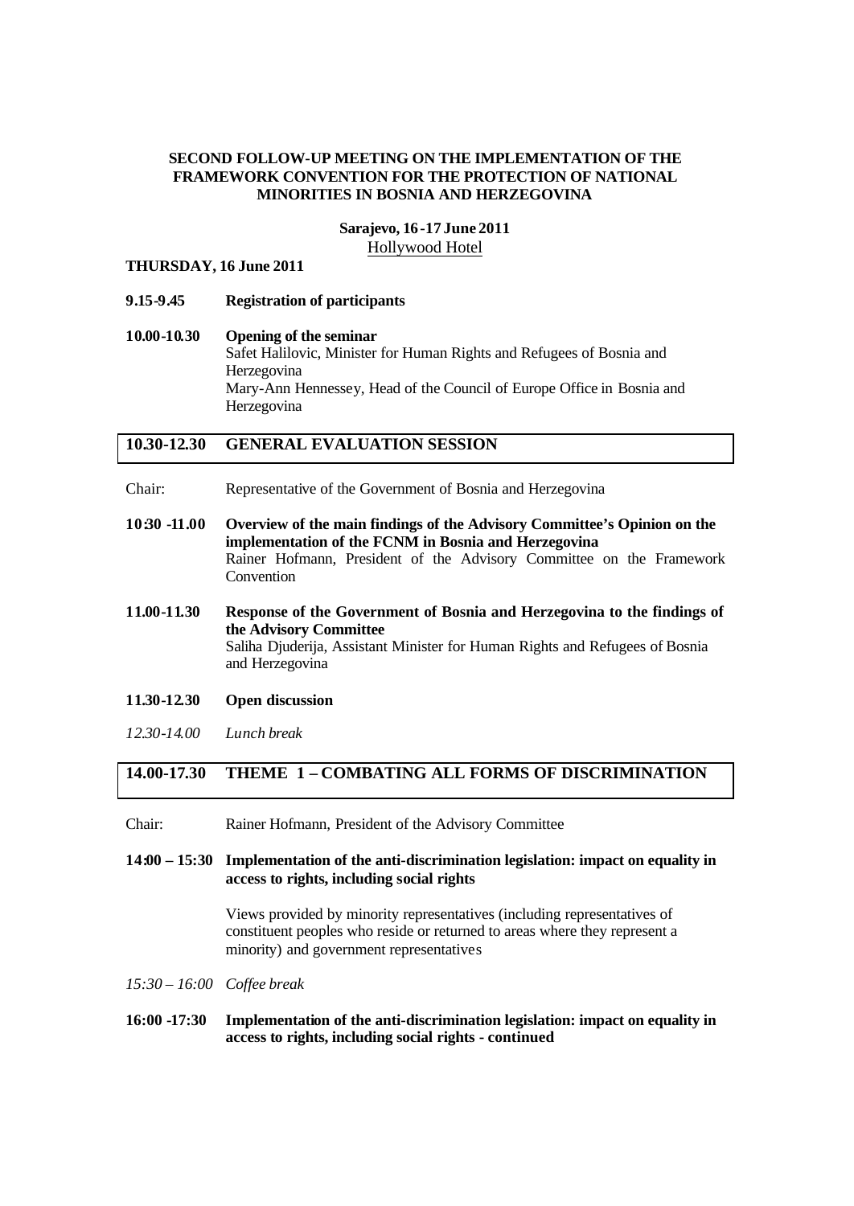# SECOND FOLLOW-UP MEETING ON THE IMPLEMENTATION OF THE FRAMEWORK CONVENTION FOR THE PROTECTION OF NATIONAL MINORITIES IN BOSNIA AND HERZEGOVINA

**Sarajevo, 16-17 June 2011**

Hollywood Hotel

**THURSDAY, 16 June 2011**

**9.15-9.45** **Registration of participants**

**10.00-10.30** **Opening of the seminar**
Safet Halilovic, Minister for Human Rights and Refugees of Bosnia and Herzegovina
Mary-Ann Hennessey, Head of the Council of Europe Office in Bosnia and Herzegovina

## 10.30-12.30 GENERAL EVALUATION SESSION

Chair: Representative of the Government of Bosnia and Herzegovina

**10:30 -11.00** **Overview of the main findings of the Advisory Committee's Opinion on the implementation of the FCNM in Bosnia and Herzegovina**
Rainer Hofmann, President of the Advisory Committee on the Framework Convention

**11.00-11.30** **Response of the Government of Bosnia and Herzegovina to the findings of the Advisory Committee**
Saliha Djuderija, Assistant Minister for Human Rights and Refugees of Bosnia and Herzegovina

**11.30-12.30** **Open discussion**

*12.30-14.00* *Lunch break*

## 14.00-17.30 THEME 1 – COMBATING ALL FORMS OF DISCRIMINATION

Chair: Rainer Hofmann, President of the Advisory Committee

**14:00 – 15:30** **Implementation of the anti-discrimination legislation: impact on equality in access to rights, including social rights**

Views provided by minority representatives (including representatives of constituent peoples who reside or returned to areas where they represent a minority) and government representatives

*15:30 – 16:00* *Coffee break*

**16:00 -17:30** **Implementation of the anti-discrimination legislation: impact on equality in access to rights, including social rights - continued**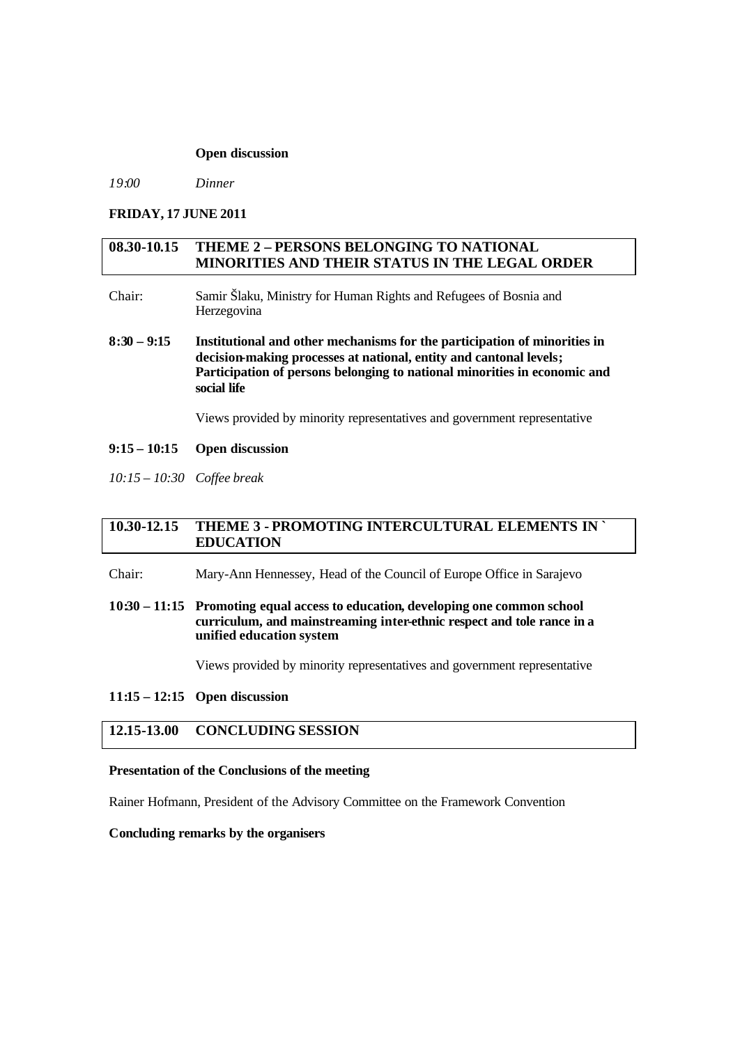**Open discussion**

*19:00 Dinner*

**FRIDAY, 17 JUNE 2011**

**08.30-10.15 THEME 2 – PERSONS BELONGING TO NATIONAL MINORITIES AND THEIR STATUS IN THE LEGAL ORDER**

Chair: Samir Šlaku, Ministry for Human Rights and Refugees of Bosnia and Herzegovina

**8:30 – 9:15 Institutional and other mechanisms for the participation of minorities in decision-making processes at national, entity and cantonal levels; Participation of persons belonging to national minorities in economic and social life**

Views provided by minority representatives and government representative

**9:15 – 10:15 Open discussion**

*10:15 – 10:30 Coffee break*

**10.30-12.15 THEME 3 - PROMOTING INTERCULTURAL ELEMENTS IN ` EDUCATION**

Chair: Mary-Ann Hennessey, Head of the Council of Europe Office in Sarajevo

**10:30 – 11:15 Promoting equal access to education, developing one common school curriculum, and mainstreaming inter-ethnic respect and tole rance in a unified education system**

Views provided by minority representatives and government representative

**11:15 – 12:15 Open discussion**

**12.15-13.00 CONCLUDING SESSION**

**Presentation of the Conclusions of the meeting**

Rainer Hofmann, President of the Advisory Committee on the Framework Convention

**Concluding remarks by the organisers**